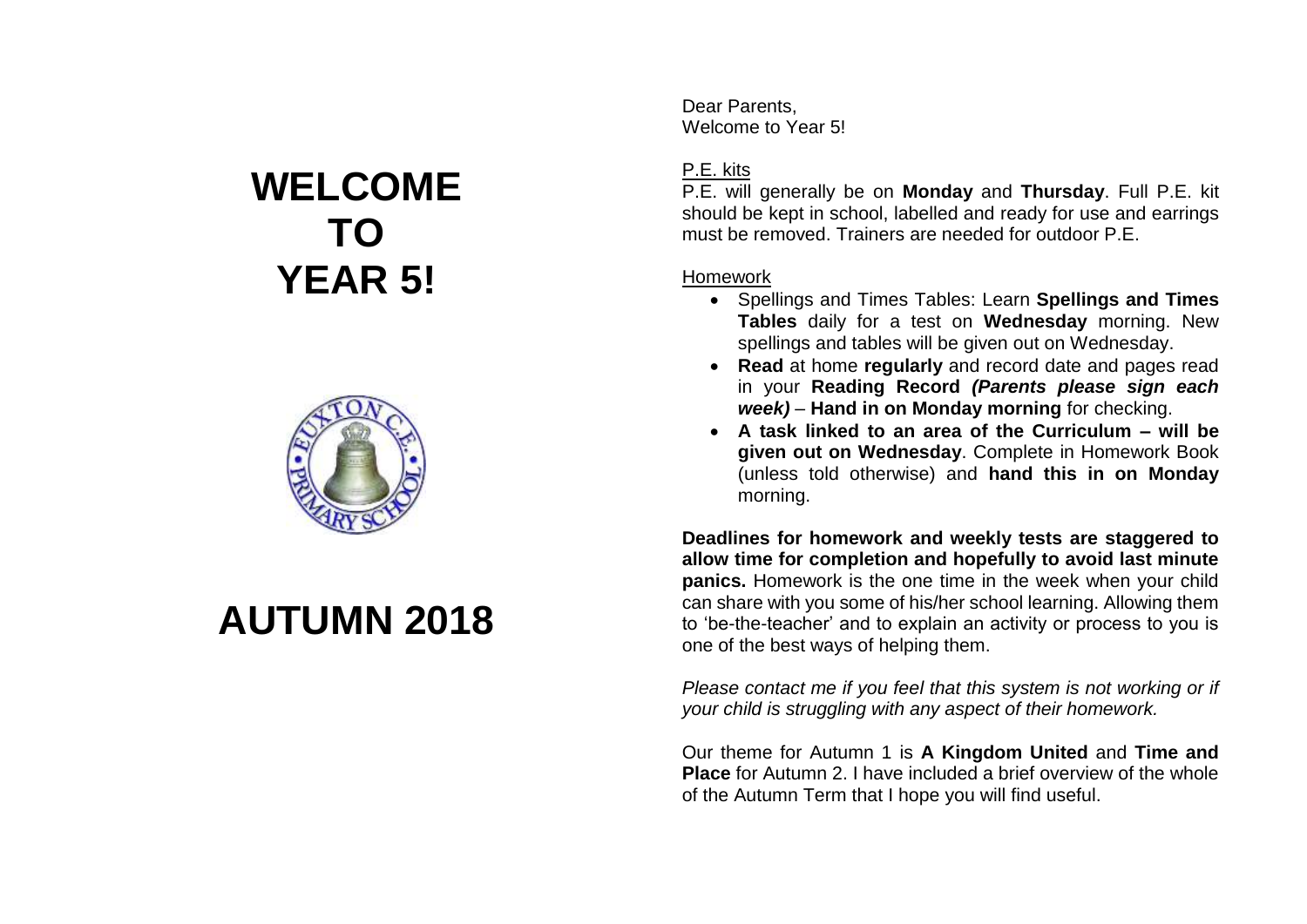# WELCOME TO YEAR 5!

# AUTUMN 2018

Dear Parents,
Welcome to Year 5!

P.E. kits

P.E. will generally be on **Monday** and **Thursday**. Full P.E. kit should be kept in school, labelled and ready for use and earrings must be removed. Trainers are needed for outdoor P.E.

Homework

- Spellings and Times Tables: Learn **Spellings and Times Tables** daily for a test on **Wednesday** morning. New spellings and tables will be given out on Wednesday.
- **Read** at home **regularly** and record date and pages read in your **Reading Record** ***(Parents please sign each week)*** – **Hand in on Monday morning** for checking.
- **A task linked to an area of the Curriculum – will be given out on Wednesday**. Complete in Homework Book (unless told otherwise) and **hand this in on Monday** morning.

**Deadlines for homework and weekly tests are staggered to allow time for completion and hopefully to avoid last minute panics.** Homework is the one time in the week when your child can share with you some of his/her school learning. Allowing them to 'be-the-teacher' and to explain an activity or process to you is one of the best ways of helping them.

*Please contact me if you feel that this system is not working or if your child is struggling with any aspect of their homework.*

Our theme for Autumn 1 is **A Kingdom United** and **Time and Place** for Autumn 2. I have included a brief overview of the whole of the Autumn Term that I hope you will find useful.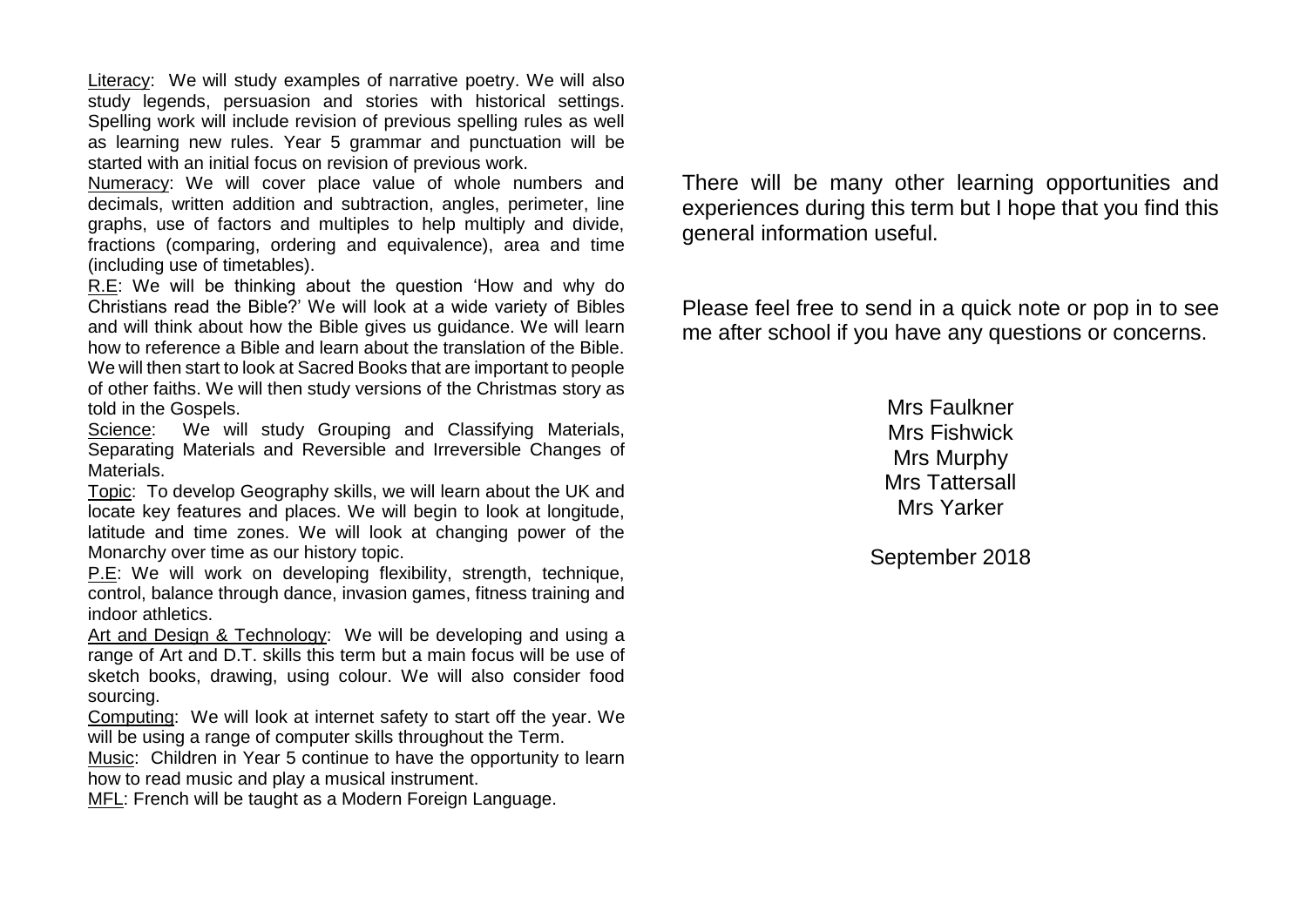Literacy: We will study examples of narrative poetry. We will also study legends, persuasion and stories with historical settings. Spelling work will include revision of previous spelling rules as well as learning new rules. Year 5 grammar and punctuation will be started with an initial focus on revision of previous work.

Numeracy: We will cover place value of whole numbers and decimals, written addition and subtraction, angles, perimeter, line graphs, use of factors and multiples to help multiply and divide, fractions (comparing, ordering and equivalence), area and time (including use of timetables).

R.E: We will be thinking about the question 'How and why do Christians read the Bible?' We will look at a wide variety of Bibles and will think about how the Bible gives us guidance. We will learn how to reference a Bible and learn about the translation of the Bible. We will then start to look at Sacred Books that are important to people of other faiths. We will then study versions of the Christmas story as told in the Gospels.

Science: We will study Grouping and Classifying Materials, Separating Materials and Reversible and Irreversible Changes of Materials.

Topic: To develop Geography skills, we will learn about the UK and locate key features and places. We will begin to look at longitude, latitude and time zones. We will look at changing power of the Monarchy over time as our history topic.

P.E: We will work on developing flexibility, strength, technique, control, balance through dance, invasion games, fitness training and indoor athletics.

Art and Design & Technology: We will be developing and using a range of Art and D.T. skills this term but a main focus will be use of sketch books, drawing, using colour. We will also consider food sourcing.

Computing: We will look at internet safety to start off the year. We will be using a range of computer skills throughout the Term.

Music: Children in Year 5 continue to have the opportunity to learn how to read music and play a musical instrument.

MFL: French will be taught as a Modern Foreign Language.

There will be many other learning opportunities and experiences during this term but I hope that you find this general information useful.

Please feel free to send in a quick note or pop in to see me after school if you have any questions or concerns.

Mrs Faulkner
Mrs Fishwick
Mrs Murphy
Mrs Tattersall
Mrs Yarker

September 2018